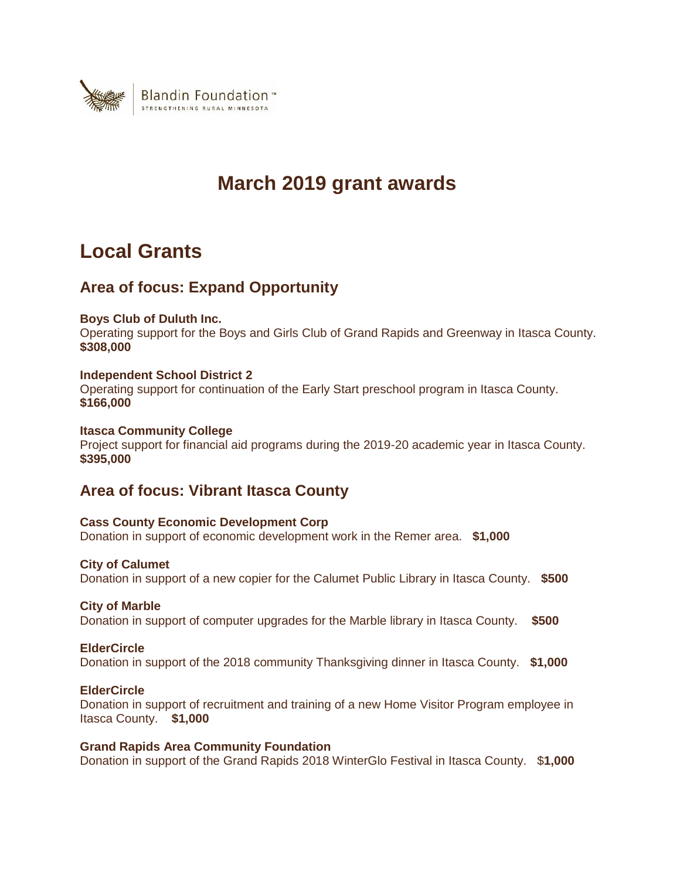Blandin Foundation™
STRENGTHENING RURAL MINNESOTA

# March 2019 grant awards

## Local Grants

### Area of focus: Expand Opportunity

**Boys Club of Duluth Inc.**
Operating support for the Boys and Girls Club of Grand Rapids and Greenway in Itasca County.
**$308,000**

**Independent School District 2**
Operating support for continuation of the Early Start preschool program in Itasca County.
**$166,000**

**Itasca Community College**
Project support for financial aid programs during the 2019-20 academic year in Itasca County.
**$395,000**

### Area of focus: Vibrant Itasca County

**Cass County Economic Development Corp**
Donation in support of economic development work in the Remer area. **$1,000**

**City of Calumet**
Donation in support of a new copier for the Calumet Public Library in Itasca County. **$500**

**City of Marble**
Donation in support of computer upgrades for the Marble library in Itasca County. **$500**

**ElderCircle**
Donation in support of the 2018 community Thanksgiving dinner in Itasca County. **$1,000**

**ElderCircle**
Donation in support of recruitment and training of a new Home Visitor Program employee in Itasca County. **$1,000**

**Grand Rapids Area Community Foundation**
Donation in support of the Grand Rapids 2018 WinterGlo Festival in Itasca County. $**1,000**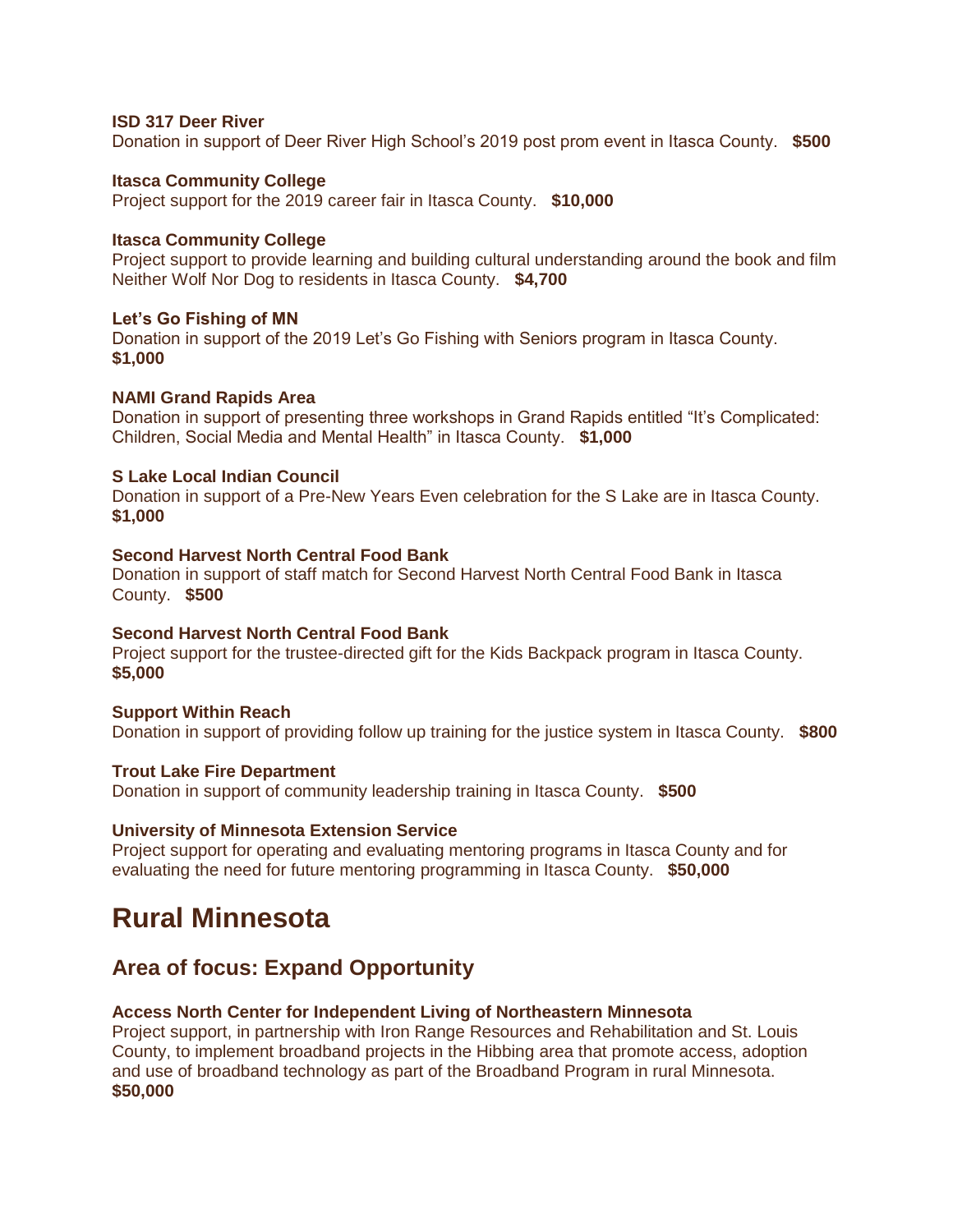**ISD 317 Deer River**
Donation in support of Deer River High School's 2019 post prom event in Itasca County. **$500**

**Itasca Community College**
Project support for the 2019 career fair in Itasca County. **$10,000**

**Itasca Community College**
Project support to provide learning and building cultural understanding around the book and film Neither Wolf Nor Dog to residents in Itasca County. **$4,700**

**Let's Go Fishing of MN**
Donation in support of the 2019 Let's Go Fishing with Seniors program in Itasca County. **$1,000**

**NAMI Grand Rapids Area**
Donation in support of presenting three workshops in Grand Rapids entitled "It's Complicated: Children, Social Media and Mental Health" in Itasca County. **$1,000**

**S Lake Local Indian Council**
Donation in support of a Pre-New Years Even celebration for the S Lake are in Itasca County. **$1,000**

**Second Harvest North Central Food Bank**
Donation in support of staff match for Second Harvest North Central Food Bank in Itasca County. **$500**

**Second Harvest North Central Food Bank**
Project support for the trustee-directed gift for the Kids Backpack program in Itasca County. **$5,000**

**Support Within Reach**
Donation in support of providing follow up training for the justice system in Itasca County. **$800**

**Trout Lake Fire Department**
Donation in support of community leadership training in Itasca County. **$500**

**University of Minnesota Extension Service**
Project support for operating and evaluating mentoring programs in Itasca County and for evaluating the need for future mentoring programming in Itasca County. **$50,000**

# Rural Minnesota

## Area of focus: Expand Opportunity

**Access North Center for Independent Living of Northeastern Minnesota**
Project support, in partnership with Iron Range Resources and Rehabilitation and St. Louis County, to implement broadband projects in the Hibbing area that promote access, adoption and use of broadband technology as part of the Broadband Program in rural Minnesota. **$50,000**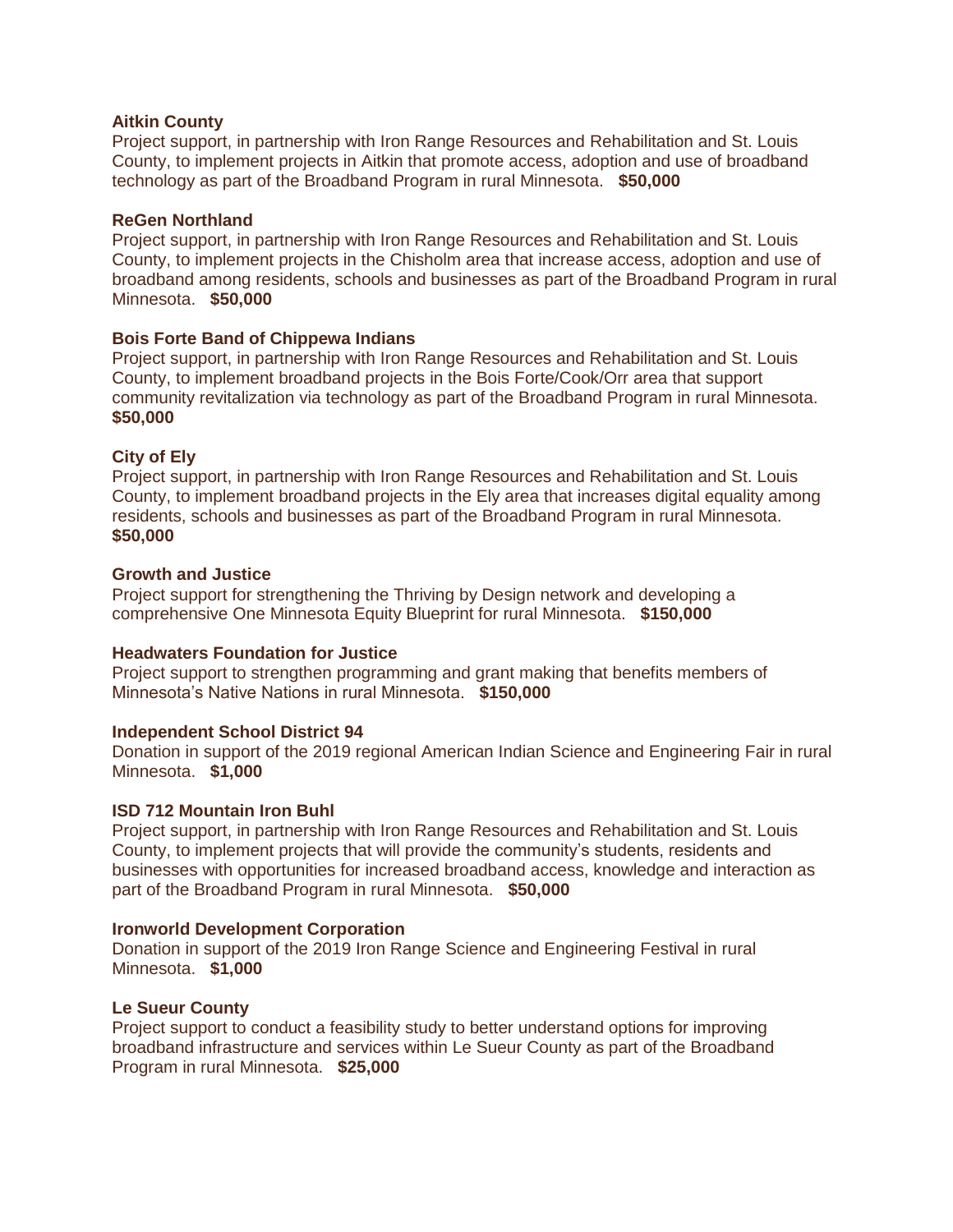**Aitkin County**
Project support, in partnership with Iron Range Resources and Rehabilitation and St. Louis County, to implement projects in Aitkin that promote access, adoption and use of broadband technology as part of the Broadband Program in rural Minnesota. **$50,000**

**ReGen Northland**
Project support, in partnership with Iron Range Resources and Rehabilitation and St. Louis County, to implement projects in the Chisholm area that increase access, adoption and use of broadband among residents, schools and businesses as part of the Broadband Program in rural Minnesota. **$50,000**

**Bois Forte Band of Chippewa Indians**
Project support, in partnership with Iron Range Resources and Rehabilitation and St. Louis County, to implement broadband projects in the Bois Forte/Cook/Orr area that support community revitalization via technology as part of the Broadband Program in rural Minnesota. **$50,000**

**City of Ely**
Project support, in partnership with Iron Range Resources and Rehabilitation and St. Louis County, to implement broadband projects in the Ely area that increases digital equality among residents, schools and businesses as part of the Broadband Program in rural Minnesota. **$50,000**

**Growth and Justice**
Project support for strengthening the Thriving by Design network and developing a comprehensive One Minnesota Equity Blueprint for rural Minnesota. **$150,000**

**Headwaters Foundation for Justice**
Project support to strengthen programming and grant making that benefits members of Minnesota's Native Nations in rural Minnesota. **$150,000**

**Independent School District 94**
Donation in support of the 2019 regional American Indian Science and Engineering Fair in rural Minnesota. **$1,000**

**ISD 712 Mountain Iron Buhl**
Project support, in partnership with Iron Range Resources and Rehabilitation and St. Louis County, to implement projects that will provide the community's students, residents and businesses with opportunities for increased broadband access, knowledge and interaction as part of the Broadband Program in rural Minnesota. **$50,000**

**Ironworld Development Corporation**
Donation in support of the 2019 Iron Range Science and Engineering Festival in rural Minnesota. **$1,000**

**Le Sueur County**
Project support to conduct a feasibility study to better understand options for improving broadband infrastructure and services within Le Sueur County as part of the Broadband Program in rural Minnesota. **$25,000**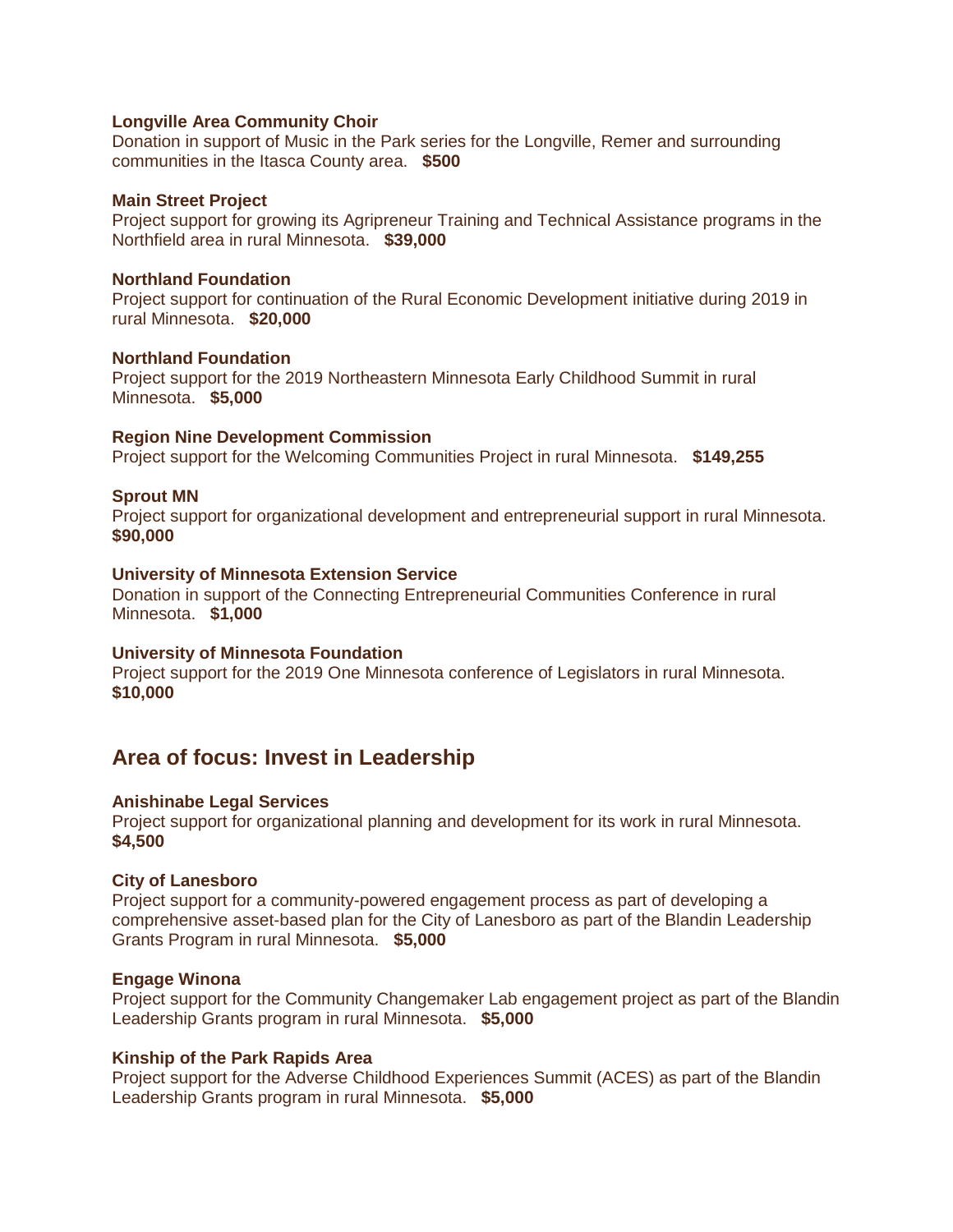**Longville Area Community Choir**
Donation in support of Music in the Park series for the Longville, Remer and surrounding communities in the Itasca County area. **$500**

**Main Street Project**
Project support for growing its Agripreneur Training and Technical Assistance programs in the Northfield area in rural Minnesota. **$39,000**

**Northland Foundation**
Project support for continuation of the Rural Economic Development initiative during 2019 in rural Minnesota. **$20,000**

**Northland Foundation**
Project support for the 2019 Northeastern Minnesota Early Childhood Summit in rural Minnesota. **$5,000**

**Region Nine Development Commission**
Project support for the Welcoming Communities Project in rural Minnesota. **$149,255**

**Sprout MN**
Project support for organizational development and entrepreneurial support in rural Minnesota. **$90,000**

**University of Minnesota Extension Service**
Donation in support of the Connecting Entrepreneurial Communities Conference in rural Minnesota. **$1,000**

**University of Minnesota Foundation**
Project support for the 2019 One Minnesota conference of Legislators in rural Minnesota. **$10,000**

## Area of focus: Invest in Leadership

**Anishinabe Legal Services**
Project support for organizational planning and development for its work in rural Minnesota. **$4,500**

**City of Lanesboro**
Project support for a community-powered engagement process as part of developing a comprehensive asset-based plan for the City of Lanesboro as part of the Blandin Leadership Grants Program in rural Minnesota. **$5,000**

**Engage Winona**
Project support for the Community Changemaker Lab engagement project as part of the Blandin Leadership Grants program in rural Minnesota. **$5,000**

**Kinship of the Park Rapids Area**
Project support for the Adverse Childhood Experiences Summit (ACES) as part of the Blandin Leadership Grants program in rural Minnesota. **$5,000**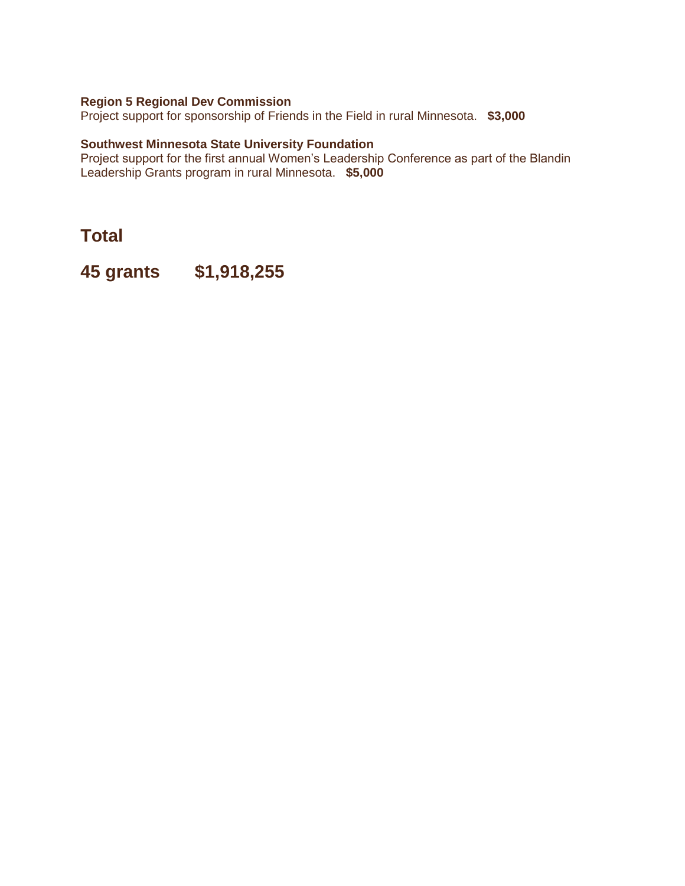**Region 5 Regional Dev Commission**
Project support for sponsorship of Friends in the Field in rural Minnesota. **$3,000**

**Southwest Minnesota State University Foundation**
Project support for the first annual Women's Leadership Conference as part of the Blandin Leadership Grants program in rural Minnesota. **$5,000**

## Total

## 45 grants $1,918,255